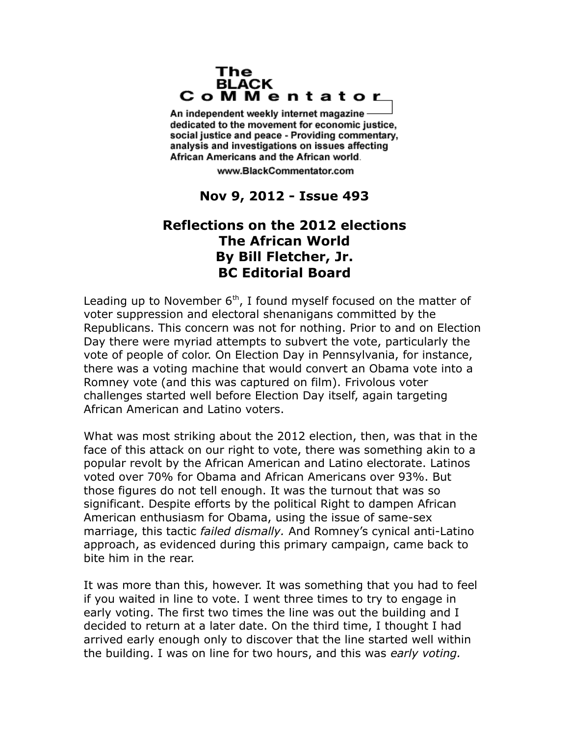# The BLACK CoMMentator

An independent weekly internet magazine dedicated to the movement for economic justice, social justice and peace - Providing commentary, analysis and investigations on issues affecting African Americans and the African world.

www.BlackCommentator.com

**Nov 9, 2012 - Issue 493**

## Reflections on the 2012 elections
## The African World
## By Bill Fletcher, Jr.
## BC Editorial Board

Leading up to November 6th, I found myself focused on the matter of voter suppression and electoral shenanigans committed by the Republicans. This concern was not for nothing. Prior to and on Election Day there were myriad attempts to subvert the vote, particularly the vote of people of color. On Election Day in Pennsylvania, for instance, there was a voting machine that would convert an Obama vote into a Romney vote (and this was captured on film). Frivolous voter challenges started well before Election Day itself, again targeting African American and Latino voters.

What was most striking about the 2012 election, then, was that in the face of this attack on our right to vote, there was something akin to a popular revolt by the African American and Latino electorate. Latinos voted over 70% for Obama and African Americans over 93%. But those figures do not tell enough. It was the turnout that was so significant. Despite efforts by the political Right to dampen African American enthusiasm for Obama, using the issue of same-sex marriage, this tactic *failed dismally.* And Romney's cynical anti-Latino approach, as evidenced during this primary campaign, came back to bite him in the rear.

It was more than this, however. It was something that you had to feel if you waited in line to vote. I went three times to try to engage in early voting. The first two times the line was out the building and I decided to return at a later date. On the third time, I thought I had arrived early enough only to discover that the line started well within the building. I was on line for two hours, and this was *early voting.*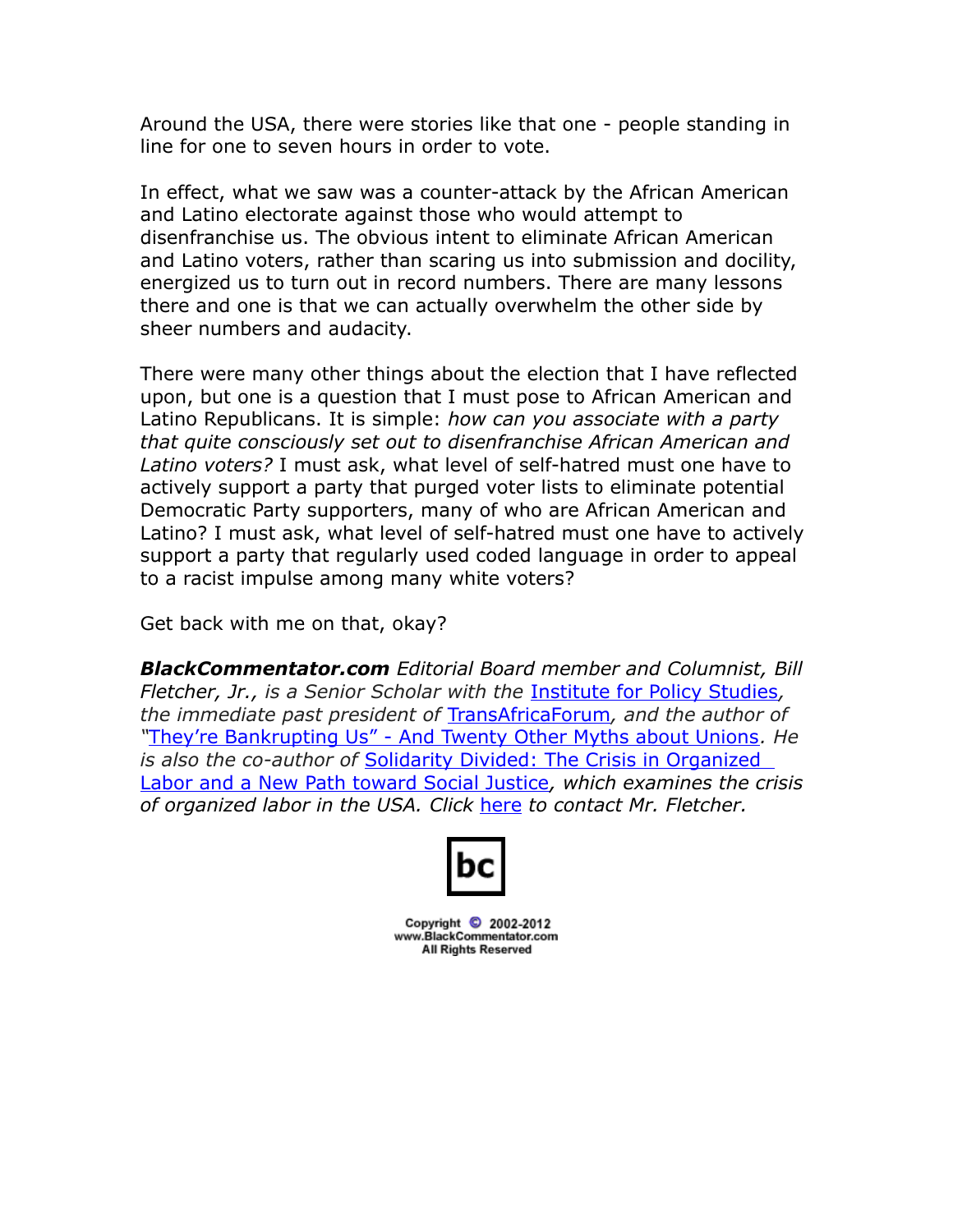Around the USA, there were stories like that one - people standing in line for one to seven hours in order to vote.

In effect, what we saw was a counter-attack by the African American and Latino electorate against those who would attempt to disenfranchise us. The obvious intent to eliminate African American and Latino voters, rather than scaring us into submission and docility, energized us to turn out in record numbers. There are many lessons there and one is that we can actually overwhelm the other side by sheer numbers and audacity.

There were many other things about the election that I have reflected upon, but one is a question that I must pose to African American and Latino Republicans. It is simple: *how can you associate with a party that quite consciously set out to disenfranchise African American and Latino voters?* I must ask, what level of self-hatred must one have to actively support a party that purged voter lists to eliminate potential Democratic Party supporters, many of who are African American and Latino? I must ask, what level of self-hatred must one have to actively support a party that regularly used coded language in order to appeal to a racist impulse among many white voters?

Get back with me on that, okay?

***BlackCommentator.com*** *Editorial Board member and Columnist, Bill Fletcher, Jr., is a Senior Scholar with the* [Institute for Policy Studies](#)*, the immediate past president of* [TransAfricaForum](#)*, and the author of "*[They're Bankrupting Us" - And Twenty Other Myths about Unions](#)*. He is also the co-author of* [Solidarity Divided: The Crisis in Organized Labor and a New Path toward Social Justice](#)*, which examines the crisis of organized labor in the USA. Click* [here](#) *to contact Mr. Fletcher.*

bc

Copyright © 2002-2012
www.BlackCommentator.com
All Rights Reserved